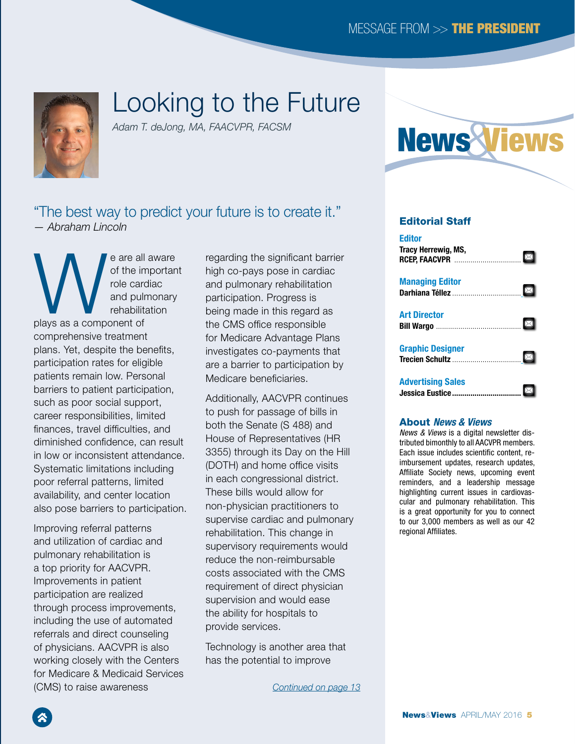MESSAGE FROM >> **THE PRESIDENT**

# Looking to the Future

*Adam T. deJong, MA, FAACVPR, FACSM*

"The best way to predict your future is to create it."
*— Abraham Lincoln*

We are all aware of the important role cardiac and pulmonary rehabilitation plays as a component of comprehensive treatment plans. Yet, despite the benefits, participation rates for eligible patients remain low. Personal barriers to patient participation, such as poor social support, career responsibilities, limited finances, travel difficulties, and diminished confidence, can result in low or inconsistent attendance. Systematic limitations including poor referral patterns, limited availability, and center location also pose barriers to participation.

Improving referral patterns and utilization of cardiac and pulmonary rehabilitation is a top priority for AACVPR. Improvements in patient participation are realized through process improvements, including the use of automated referrals and direct counseling of physicians. AACVPR is also working closely with the Centers for Medicare & Medicaid Services (CMS) to raise awareness regarding the significant barrier high co-pays pose in cardiac and pulmonary rehabilitation participation. Progress is being made in this regard as the CMS office responsible for Medicare Advantage Plans investigates co-payments that are a barrier to participation by Medicare beneficiaries.

Additionally, AACVPR continues to push for passage of bills in both the Senate (S 488) and House of Representatives (HR 3355) through its Day on the Hill (DOTH) and home office visits in each congressional district. These bills would allow for non-physician practitioners to supervise cardiac and pulmonary rehabilitation. This change in supervisory requirements would reduce the non-reimbursable costs associated with the CMS requirement of direct physician supervision and would ease the ability for hospitals to provide services.

Technology is another area that has the potential to improve

*Continued on page 13*

# News&Views

## Editorial Staff

**Editor**
Tracy Herrewig, MS, RCEP, FAACVPR

**Managing Editor**
Darhiana Téllez

**Art Director**
Bill Wargo

**Graphic Designer**
Trecien Schultz

**Advertising Sales**
Jessica Eustice

## About *News & Views*

*News & Views* is a digital newsletter distributed bimonthly to all AACVPR members. Each issue includes scientific content, reimbursement updates, research updates, Affiliate Society news, upcoming event reminders, and a leadership message highlighting current issues in cardiovascular and pulmonary rehabilitation. This is a great opportunity for you to connect to our 3,000 members as well as our 42 regional Affiliates.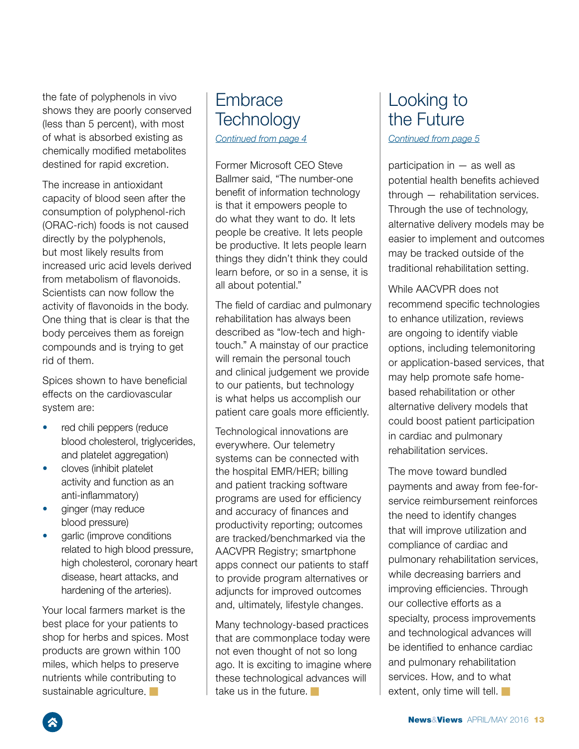the fate of polyphenols in vivo shows they are poorly conserved (less than 5 percent), with most of what is absorbed existing as chemically modified metabolites destined for rapid excretion.

The increase in antioxidant capacity of blood seen after the consumption of polyphenol-rich (ORAC-rich) foods is not caused directly by the polyphenols, but most likely results from increased uric acid levels derived from metabolism of flavonoids. Scientists can now follow the activity of flavonoids in the body. One thing that is clear is that the body perceives them as foreign compounds and is trying to get rid of them.

Spices shown to have beneficial effects on the cardiovascular system are:

- red chili peppers (reduce blood cholesterol, triglycerides, and platelet aggregation)
- cloves (inhibit platelet activity and function as an anti-inflammatory)
- ginger (may reduce blood pressure)
- garlic (improve conditions related to high blood pressure, high cholesterol, coronary heart disease, heart attacks, and hardening of the arteries).

Your local farmers market is the best place for your patients to shop for herbs and spices. Most products are grown within 100 miles, which helps to preserve nutrients while contributing to sustainable agriculture. ■

# Embrace Technology

*Continued from page 4*

Former Microsoft CEO Steve Ballmer said, "The number-one benefit of information technology is that it empowers people to do what they want to do. It lets people be creative. It lets people be productive. It lets people learn things they didn't think they could learn before, or so in a sense, it is all about potential."

The field of cardiac and pulmonary rehabilitation has always been described as "low-tech and high-touch." A mainstay of our practice will remain the personal touch and clinical judgement we provide to our patients, but technology is what helps us accomplish our patient care goals more efficiently.

Technological innovations are everywhere. Our telemetry systems can be connected with the hospital EMR/HER; billing and patient tracking software programs are used for efficiency and accuracy of finances and productivity reporting; outcomes are tracked/benchmarked via the AACVPR Registry; smartphone apps connect our patients to staff to provide program alternatives or adjuncts for improved outcomes and, ultimately, lifestyle changes.

Many technology-based practices that are commonplace today were not even thought of not so long ago. It is exciting to imagine where these technological advances will take us in the future. ■

# Looking to the Future

*Continued from page 5*

participation in — as well as potential health benefits achieved through — rehabilitation services. Through the use of technology, alternative delivery models may be easier to implement and outcomes may be tracked outside of the traditional rehabilitation setting.

While AACVPR does not recommend specific technologies to enhance utilization, reviews are ongoing to identify viable options, including telemonitoring or application-based services, that may help promote safe home-based rehabilitation or other alternative delivery models that could boost patient participation in cardiac and pulmonary rehabilitation services.

The move toward bundled payments and away from fee-for-service reimbursement reinforces the need to identify changes that will improve utilization and compliance of cardiac and pulmonary rehabilitation services, while decreasing barriers and improving efficiencies. Through our collective efforts as a specialty, process improvements and technological advances will be identified to enhance cardiac and pulmonary rehabilitation services. How, and to what extent, only time will tell. ■